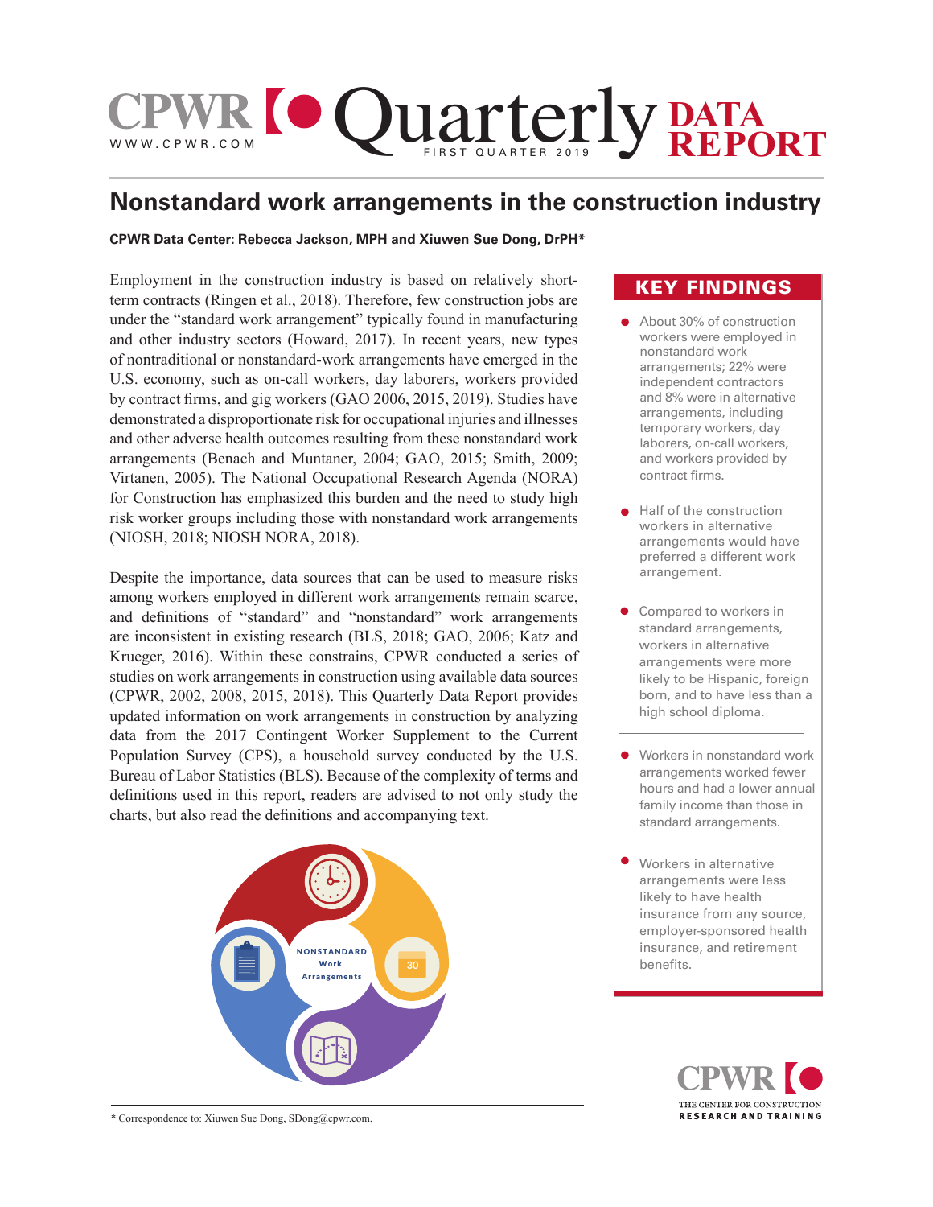# CPWR Quarterly Data Report — First Quarter 2019

## Nonstandard work arrangements in the construction industry

**CPWR Data Center: Rebecca Jackson, MPH and Xiuwen Sue Dong, DrPH***

Employment in the construction industry is based on relatively short-term contracts (Ringen et al., 2018). Therefore, few construction jobs are under the "standard work arrangement" typically found in manufacturing and other industry sectors (Howard, 2017). In recent years, new types of nontraditional or nonstandard-work arrangements have emerged in the U.S. economy, such as on-call workers, day laborers, workers provided by contract firms, and gig workers (GAO 2006, 2015, 2019). Studies have demonstrated a disproportionate risk for occupational injuries and illnesses and other adverse health outcomes resulting from these nonstandard work arrangements (Benach and Muntaner, 2004; GAO, 2015; Smith, 2009; Virtanen, 2005). The National Occupational Research Agenda (NORA) for Construction has emphasized this burden and the need to study high risk worker groups including those with nonstandard work arrangements (NIOSH, 2018; NIOSH NORA, 2018).

Despite the importance, data sources that can be used to measure risks among workers employed in different work arrangements remain scarce, and definitions of "standard" and "nonstandard" work arrangements are inconsistent in existing research (BLS, 2018; GAO, 2006; Katz and Krueger, 2016). Within these constrains, CPWR conducted a series of studies on work arrangements in construction using available data sources (CPWR, 2002, 2008, 2015, 2018). This Quarterly Data Report provides updated information on work arrangements in construction by analyzing data from the 2017 Contingent Worker Supplement to the Current Population Survey (CPS), a household survey conducted by the U.S. Bureau of Labor Statistics (BLS). Because of the complexity of terms and definitions used in this report, readers are advised to not only study the charts, but also read the definitions and accompanying text.

### KEY FINDINGS

- About 30% of construction workers were employed in nonstandard work arrangements; 22% were independent contractors and 8% were in alternative arrangements, including temporary workers, day laborers, on-call workers, and workers provided by contract firms.
- Half of the construction workers in alternative arrangements would have preferred a different work arrangement.
- Compared to workers in standard arrangements, workers in alternative arrangements were more likely to be Hispanic, foreign born, and to have less than a high school diploma.
- Workers in nonstandard work arrangements worked fewer hours and had a lower annual family income than those in standard arrangements.
- Workers in alternative arrangements were less likely to have health insurance from any source, employer-sponsored health insurance, and retirement benefits.

* Correspondence to: Xiuwen Sue Dong, SDong@cpwr.com.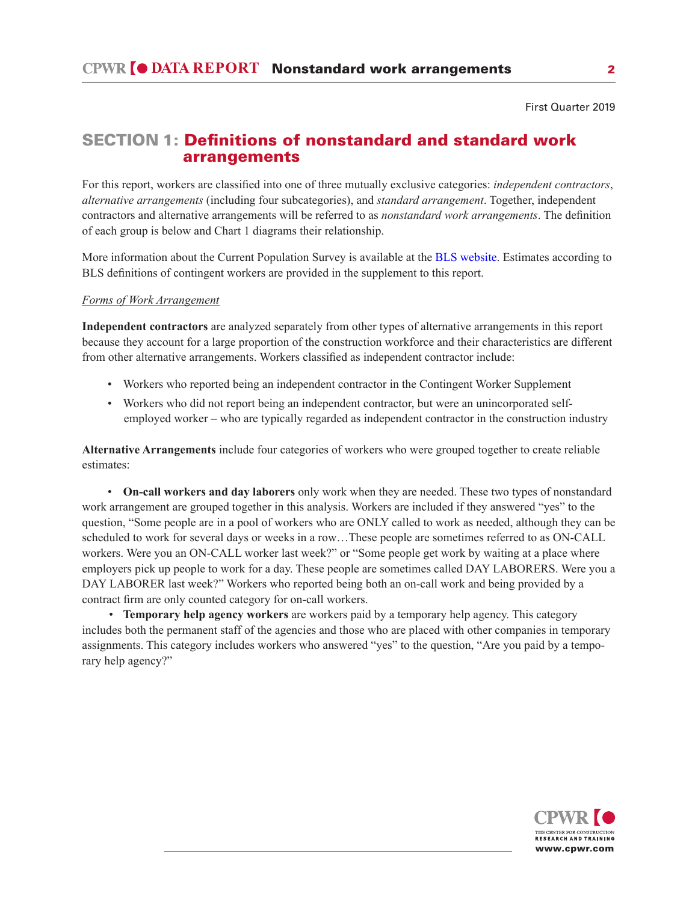First Quarter 2019

## SECTION 1: Definitions of nonstandard and standard work arrangements

For this report, workers are classified into one of three mutually exclusive categories: *independent contractors*, *alternative arrangements* (including four subcategories), and *standard arrangement*. Together, independent contractors and alternative arrangements will be referred to as *nonstandard work arrangements*. The definition of each group is below and Chart 1 diagrams their relationship.

More information about the Current Population Survey is available at the BLS website. Estimates according to BLS definitions of contingent workers are provided in the supplement to this report.

*Forms of Work Arrangement*

**Independent contractors** are analyzed separately from other types of alternative arrangements in this report because they account for a large proportion of the construction workforce and their characteristics are different from other alternative arrangements. Workers classified as independent contractor include:

- Workers who reported being an independent contractor in the Contingent Worker Supplement
- Workers who did not report being an independent contractor, but were an unincorporated self-employed worker – who are typically regarded as independent contractor in the construction industry

**Alternative Arrangements** include four categories of workers who were grouped together to create reliable estimates:

- **On-call workers and day laborers** only work when they are needed. These two types of nonstandard work arrangement are grouped together in this analysis. Workers are included if they answered "yes" to the question, "Some people are in a pool of workers who are ONLY called to work as needed, although they can be scheduled to work for several days or weeks in a row…These people are sometimes referred to as ON-CALL workers. Were you an ON-CALL worker last week?" or "Some people get work by waiting at a place where employers pick up people to work for a day. These people are sometimes called DAY LABORERS. Were you a DAY LABORER last week?" Workers who reported being both an on-call work and being provided by a contract firm are only counted category for on-call workers.
- **Temporary help agency workers** are workers paid by a temporary help agency. This category includes both the permanent staff of the agencies and those who are placed with other companies in temporary assignments. This category includes workers who answered "yes" to the question, "Are you paid by a temporary help agency?"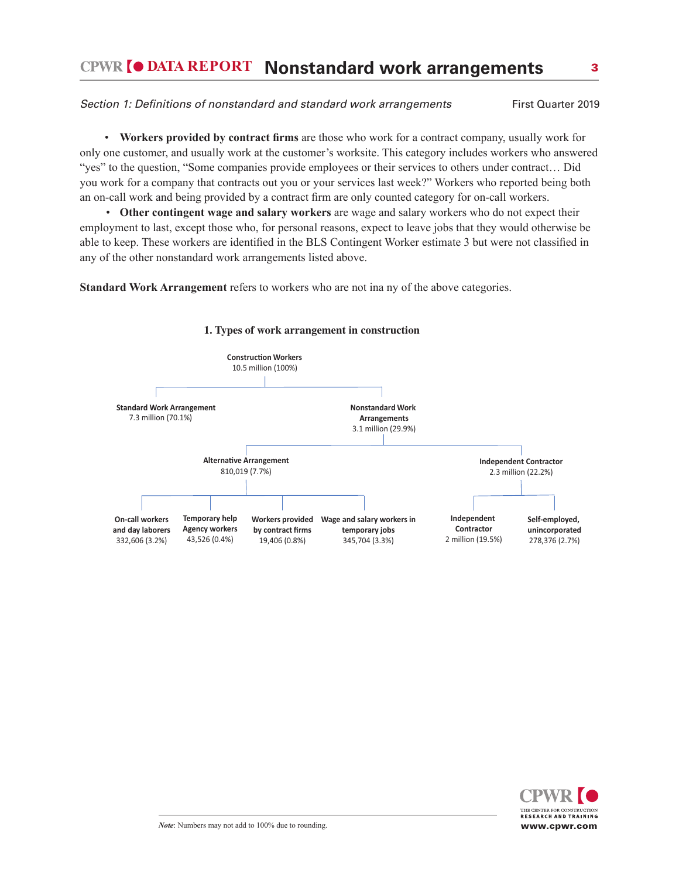*Section 1: Definitions of nonstandard and standard work arrangements*

- **Workers provided by contract firms** are those who work for a contract company, usually work for only one customer, and usually work at the customer's worksite. This category includes workers who answered "yes" to the question, "Some companies provide employees or their services to others under contract… Did you work for a company that contracts out you or your services last week?" Workers who reported being both an on-call work and being provided by a contract firm are only counted category for on-call workers.
- **Other contingent wage and salary workers** are wage and salary workers who do not expect their employment to last, except those who, for personal reasons, expect to leave jobs that they would otherwise be able to keep. These workers are identified in the BLS Contingent Worker estimate 3 but were not classified in any of the other nonstandard work arrangements listed above.

**Standard Work Arrangement** refers to workers who are not ina ny of the above categories.

**1. Types of work arrangement in construction**

- **Construction Workers** 10.5 million (100%)
  - **Standard Work Arrangement** 7.3 million (70.1%)
  - **Nonstandard Work Arrangements** 3.1 million (29.9%)
    - **Alternative Arrangement** 810,019 (7.7%)
      - **On-call workers and day laborers** 332,606 (3.2%)
      - **Temporary help Agency workers** 43,526 (0.4%)
      - **Workers provided by contract firms** 19,406 (0.8%)
      - **Wage and salary workers in temporary jobs** 345,704 (3.3%)
    - **Independent Contractor** 2.3 million (22.2%)
      - **Independent Contractor** 2 million (19.5%)
      - **Self-employed, unincorporated** 278,376 (2.7%)

*Note*: Numbers may not add to 100% due to rounding.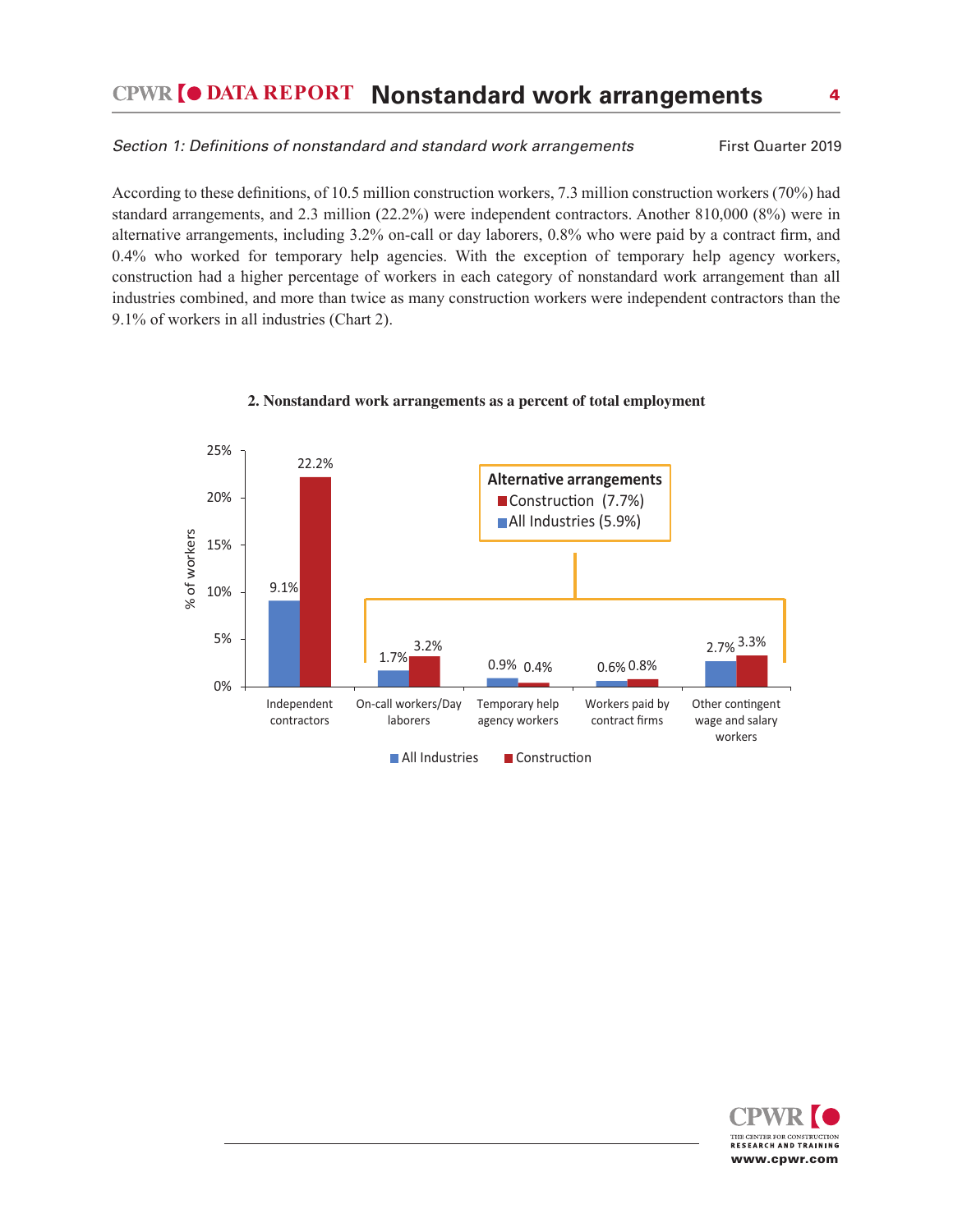*Section 1: Definitions of nonstandard and standard work arrangements*

According to these definitions, of 10.5 million construction workers, 7.3 million construction workers (70%) had standard arrangements, and 2.3 million (22.2%) were independent contractors. Another 810,000 (8%) were in alternative arrangements, including 3.2% on-call or day laborers, 0.8% who were paid by a contract firm, and 0.4% who worked for temporary help agencies. With the exception of temporary help agency workers, construction had a higher percentage of workers in each category of nonstandard work arrangement than all industries combined, and more than twice as many construction workers were independent contractors than the 9.1% of workers in all industries (Chart 2).

**2. Nonstandard work arrangements as a percent of total employment**

| % of workers | All Industries | Construction |
|---|---|---|
| Independent contractors | 9.1% | 22.2% |
| On-call workers/Day laborers | 1.7% | 3.2% |
| Temporary help agency workers | 0.9% | 0.4% |
| Workers paid by contract firms | 0.6% | 0.8% |
| Other contingent wage and salary workers | 2.7% | 3.3% |

Alternative arrangements: Construction (7.7%); All Industries (5.9%)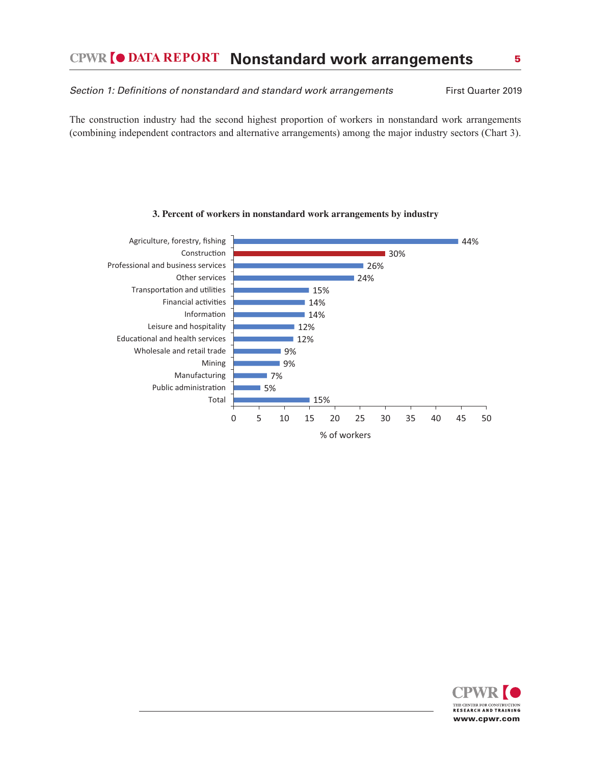The construction industry had the second highest proportion of workers in nonstandard work arrangements (combining independent contractors and alternative arrangements) among the major industry sectors (Chart 3).

**3. Percent of workers in nonstandard work arrangements by industry**

| Industry | % of workers |
|---|---|
| Agriculture, forestry, fishing | 44% |
| Construction | 30% |
| Professional and business services | 26% |
| Other services | 24% |
| Transportation and utilities | 15% |
| Financial activities | 14% |
| Information | 14% |
| Leisure and hospitality | 12% |
| Educational and health services | 12% |
| Wholesale and retail trade | 9% |
| Mining | 9% |
| Manufacturing | 7% |
| Public administration | 5% |
| Total | 15% |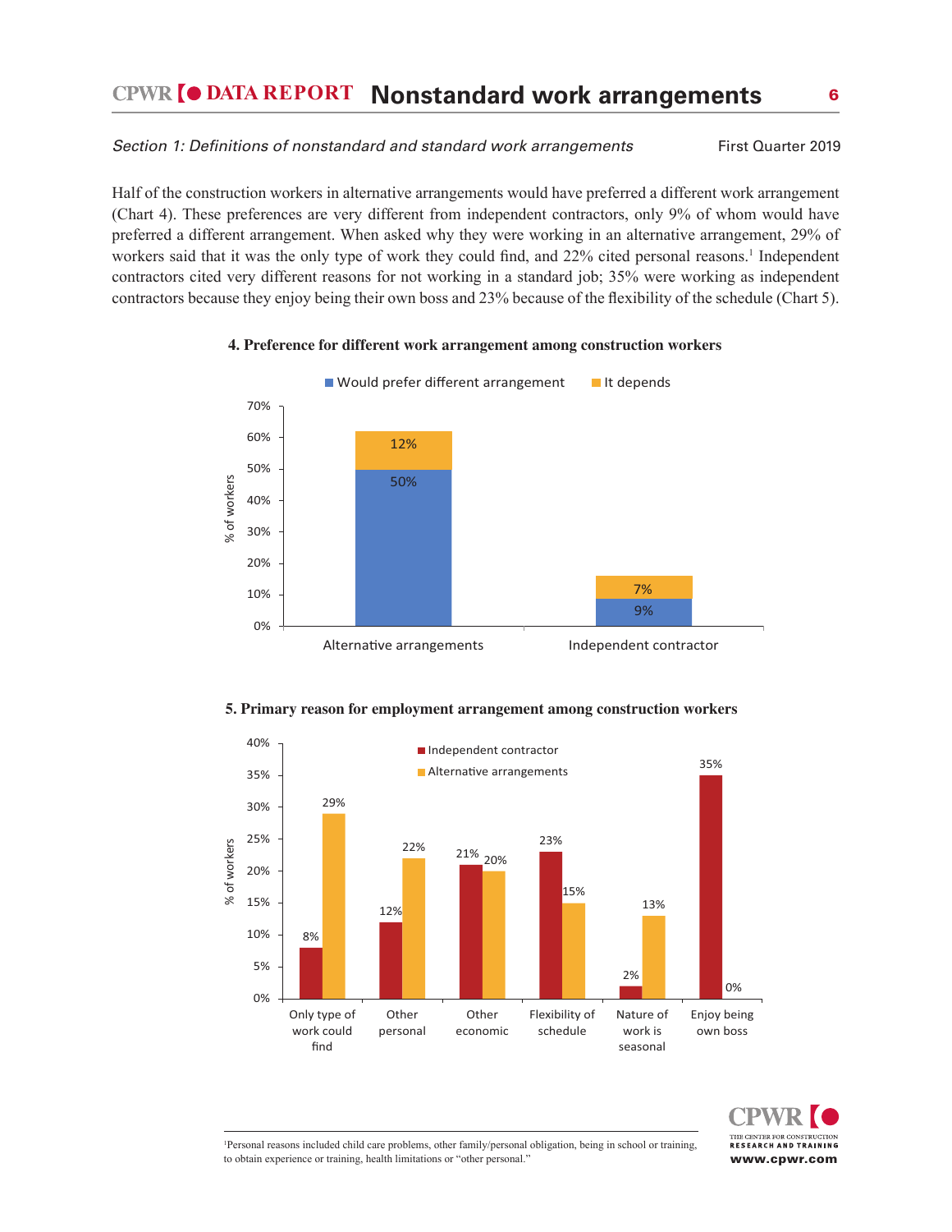*Section 1: Definitions of nonstandard and standard work arrangements*

Half of the construction workers in alternative arrangements would have preferred a different work arrangement (Chart 4). These preferences are very different from independent contractors, only 9% of whom would have preferred a different arrangement. When asked why they were working in an alternative arrangement, 29% of workers said that it was the only type of work they could find, and 22% cited personal reasons.[1] Independent contractors cited very different reasons for not working in a standard job; 35% were working as independent contractors because they enjoy being their own boss and 23% because of the flexibility of the schedule (Chart 5).

**4. Preference for different work arrangement among construction workers**

| % of workers | Would prefer different arrangement | It depends |
|---|---|---|
| Alternative arrangements | 50% | 12% |
| Independent contractor | 9% | 7% |

**5. Primary reason for employment arrangement among construction workers**

| % of workers | Independent contractor | Alternative arrangements |
|---|---|---|
| Only type of work could find | 8% | 29% |
| Other personal | 12% | 22% |
| Other economic | 21% | 20% |
| Flexibility of schedule | 23% | 15% |
| Nature of work is seasonal | 2% | 13% |
| Enjoy being own boss | 35% | 0% |

---

[1]Personal reasons included child care problems, other family/personal obligation, being in school or training, to obtain experience or training, health limitations or "other personal."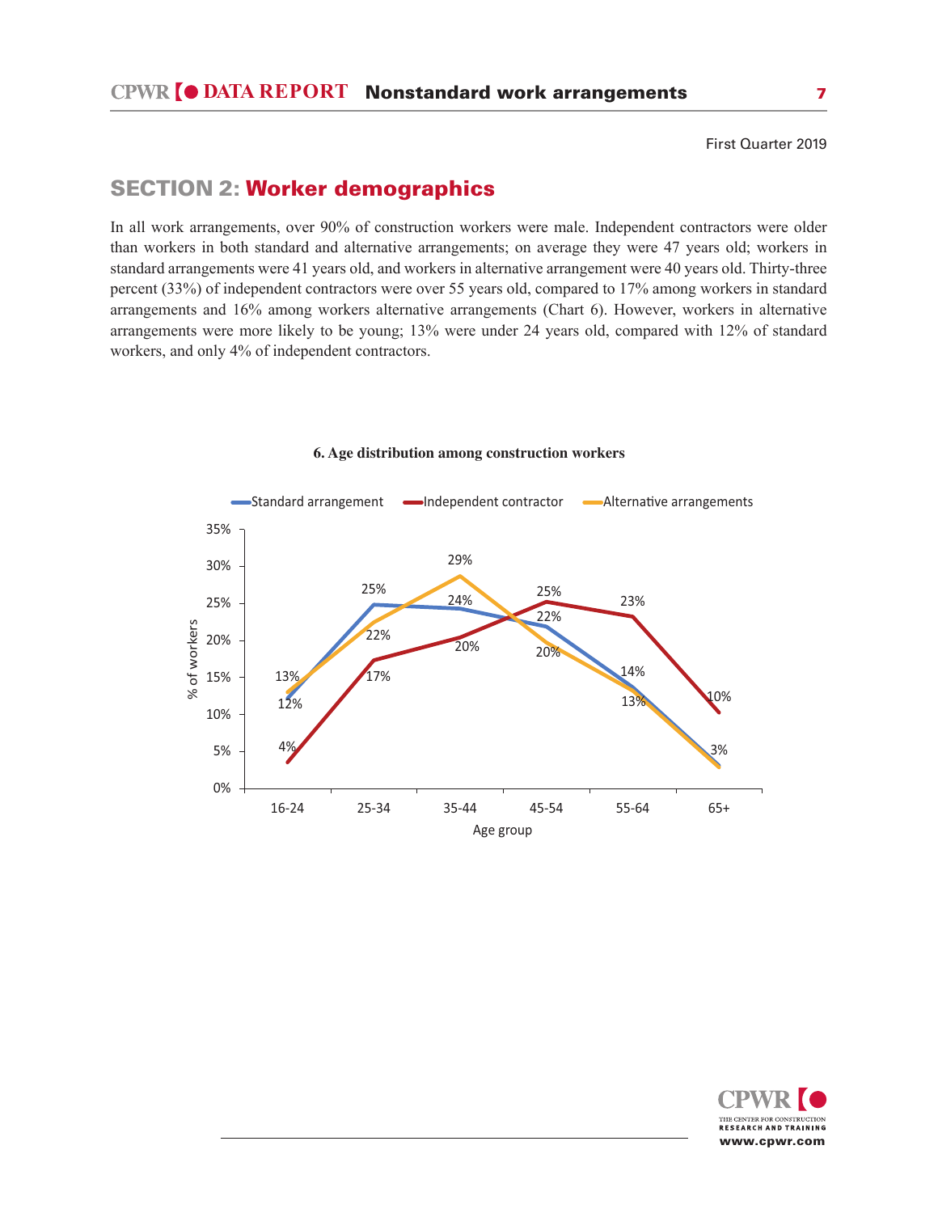First Quarter 2019

## SECTION 2: Worker demographics

In all work arrangements, over 90% of construction workers were male. Independent contractors were older than workers in both standard and alternative arrangements; on average they were 47 years old; workers in standard arrangements were 41 years old, and workers in alternative arrangement were 40 years old. Thirty-three percent (33%) of independent contractors were over 55 years old, compared to 17% among workers in standard arrangements and 16% among workers alternative arrangements (Chart 6). However, workers in alternative arrangements were more likely to be young; 13% were under 24 years old, compared with 12% of standard workers, and only 4% of independent contractors.

**6. Age distribution among construction workers**

| Age group | Standard arrangement | Independent contractor | Alternative arrangements |
|---|---|---|---|
| 16-24 | 12% | 4% | 13% |
| 25-34 | 25% | 17% | 22% |
| 35-44 | 24% | 20% | 29% |
| 45-54 | 22% | 25% | 20% |
| 55-64 | 14% | 23% | 13% |
| 65+ | 3% | 10% | 3% |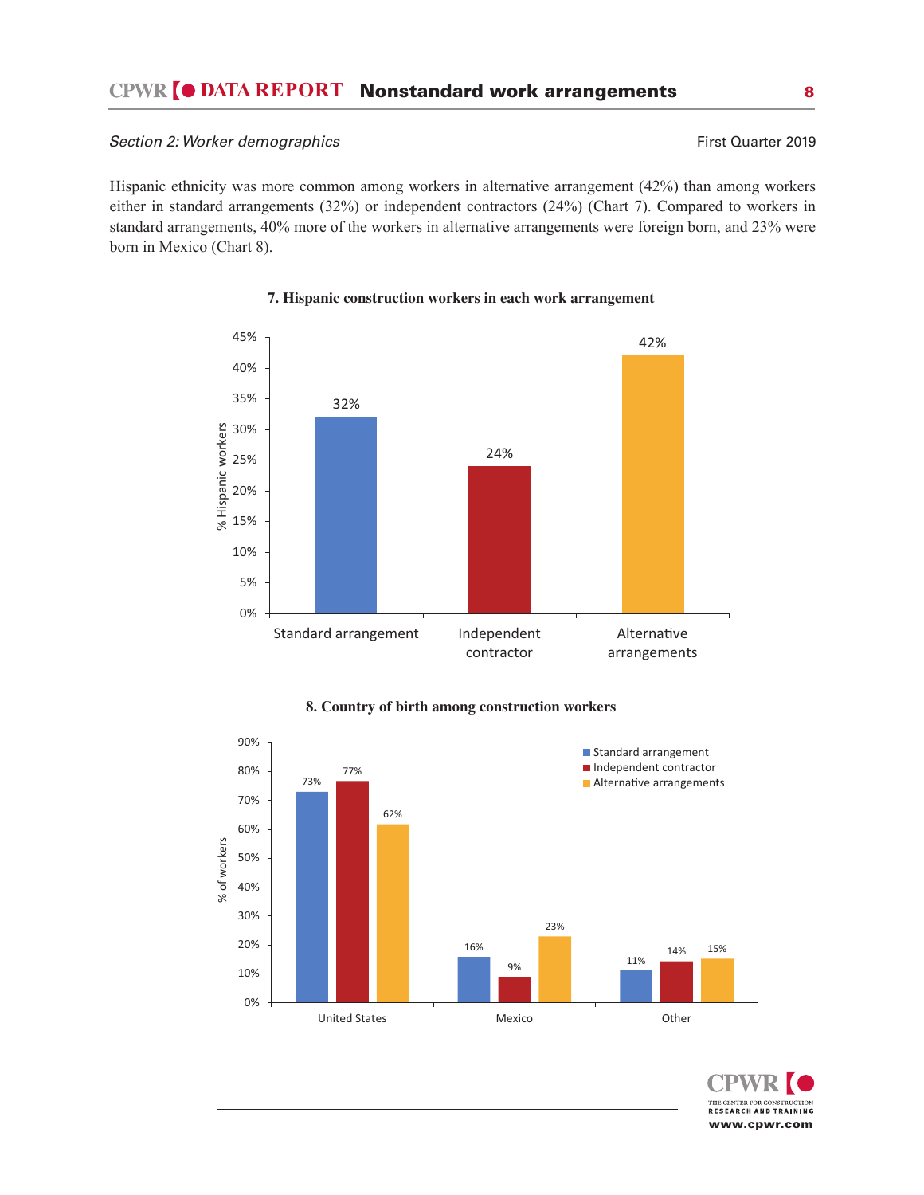*Section 2: Worker demographics*

First Quarter 2019

Hispanic ethnicity was more common among workers in alternative arrangement (42%) than among workers either in standard arrangements (32%) or independent contractors (24%) (Chart 7). Compared to workers in standard arrangements, 40% more of the workers in alternative arrangements were foreign born, and 23% were born in Mexico (Chart 8).

**7. Hispanic construction workers in each work arrangement**

| Work arrangement | % Hispanic workers |
|---|---|
| Standard arrangement | 32% |
| Independent contractor | 24% |
| Alternative arrangements | 42% |

**8. Country of birth among construction workers**

| Country of birth | Standard arrangement | Independent contractor | Alternative arrangements |
|---|---|---|---|
| United States | 73% | 77% | 62% |
| Mexico | 16% | 9% | 23% |
| Other | 11% | 14% | 15% |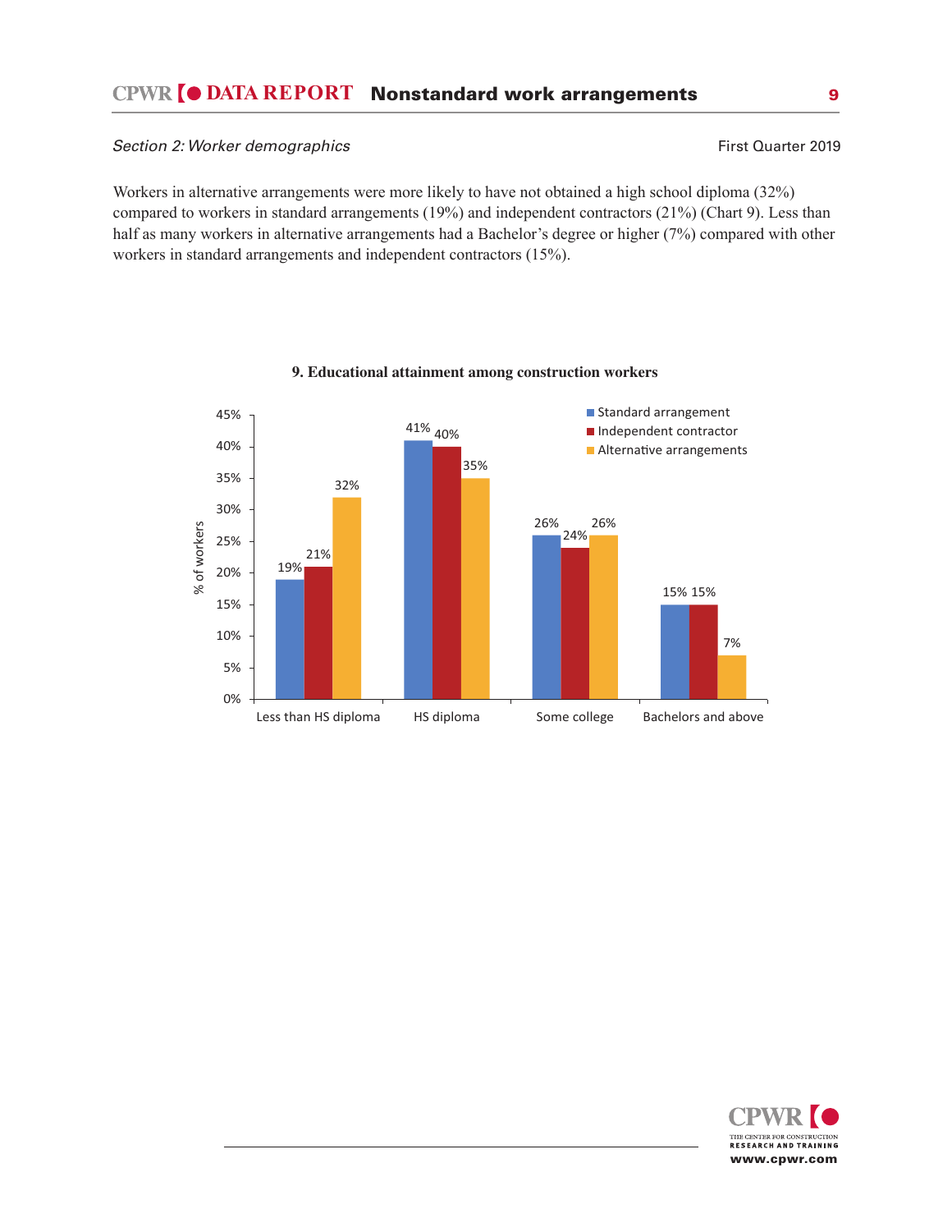*Section 2: Worker demographics*

First Quarter 2019

Workers in alternative arrangements were more likely to have not obtained a high school diploma (32%) compared to workers in standard arrangements (19%) and independent contractors (21%) (Chart 9). Less than half as many workers in alternative arrangements had a Bachelor's degree or higher (7%) compared with other workers in standard arrangements and independent contractors (15%).

**9. Educational attainment among construction workers**

| % of workers | Standard arrangement | Independent contractor | Alternative arrangements |
|---|---|---|---|
| Less than HS diploma | 19% | 21% | 32% |
| HS diploma | 41% | 40% | 35% |
| Some college | 26% | 24% | 26% |
| Bachelors and above | 15% | 15% | 7% |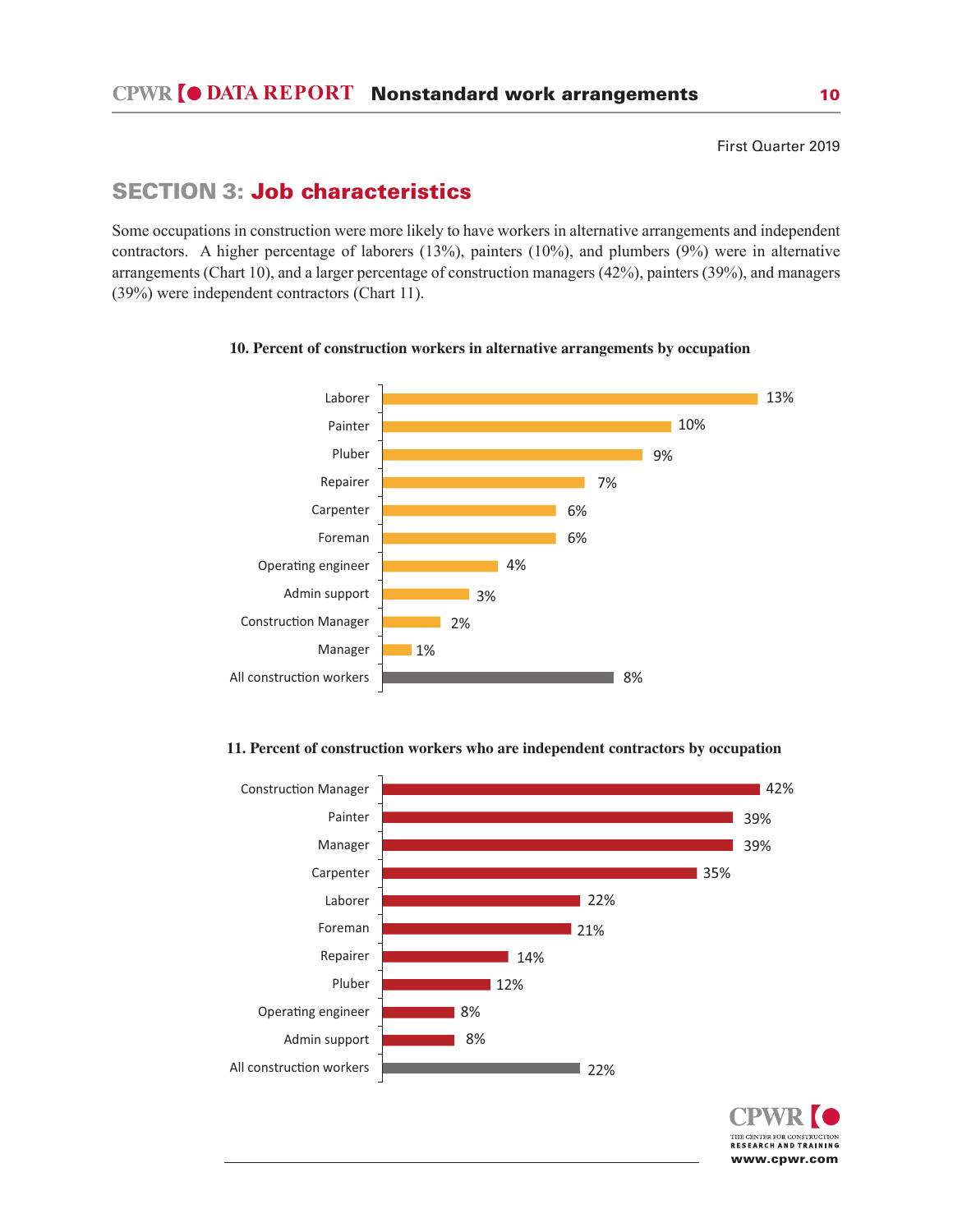First Quarter 2019

## SECTION 3: Job characteristics

Some occupations in construction were more likely to have workers in alternative arrangements and independent contractors. A higher percentage of laborers (13%), painters (10%), and plumbers (9%) were in alternative arrangements (Chart 10), and a larger percentage of construction managers (42%), painters (39%), and managers (39%) were independent contractors (Chart 11).

**10. Percent of construction workers in alternative arrangements by occupation**

| Occupation | Percent |
|---|---|
| Laborer | 13% |
| Painter | 10% |
| Pluber | 9% |
| Repairer | 7% |
| Carpenter | 6% |
| Foreman | 6% |
| Operating engineer | 4% |
| Admin support | 3% |
| Construction Manager | 2% |
| Manager | 1% |
| All construction workers | 8% |

**11. Percent of construction workers who are independent contractors by occupation**

| Occupation | Percent |
|---|---|
| Construction Manager | 42% |
| Painter | 39% |
| Manager | 39% |
| Carpenter | 35% |
| Laborer | 22% |
| Foreman | 21% |
| Repairer | 14% |
| Pluber | 12% |
| Operating engineer | 8% |
| Admin support | 8% |
| All construction workers | 22% |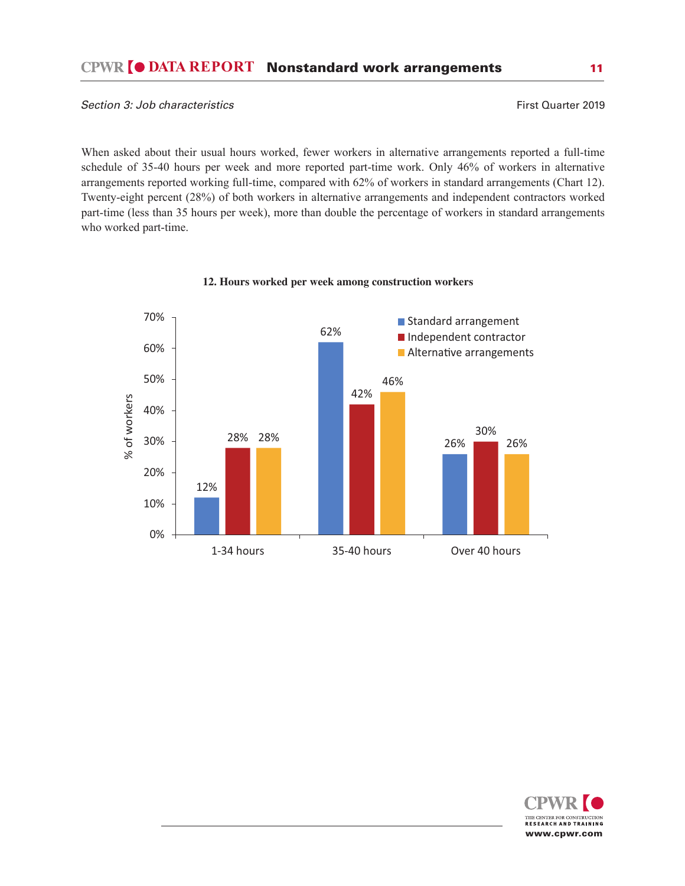*Section 3: Job characteristics*

First Quarter 2019

When asked about their usual hours worked, fewer workers in alternative arrangements reported a full-time schedule of 35-40 hours per week and more reported part-time work. Only 46% of workers in alternative arrangements reported working full-time, compared with 62% of workers in standard arrangements (Chart 12). Twenty-eight percent (28%) of both workers in alternative arrangements and independent contractors worked part-time (less than 35 hours per week), more than double the percentage of workers in standard arrangements who worked part-time.

**12. Hours worked per week among construction workers**

| % of workers | Standard arrangement | Independent contractor | Alternative arrangements |
|---|---|---|---|
| 1-34 hours | 12% | 28% | 28% |
| 35-40 hours | 62% | 42% | 46% |
| Over 40 hours | 26% | 30% | 26% |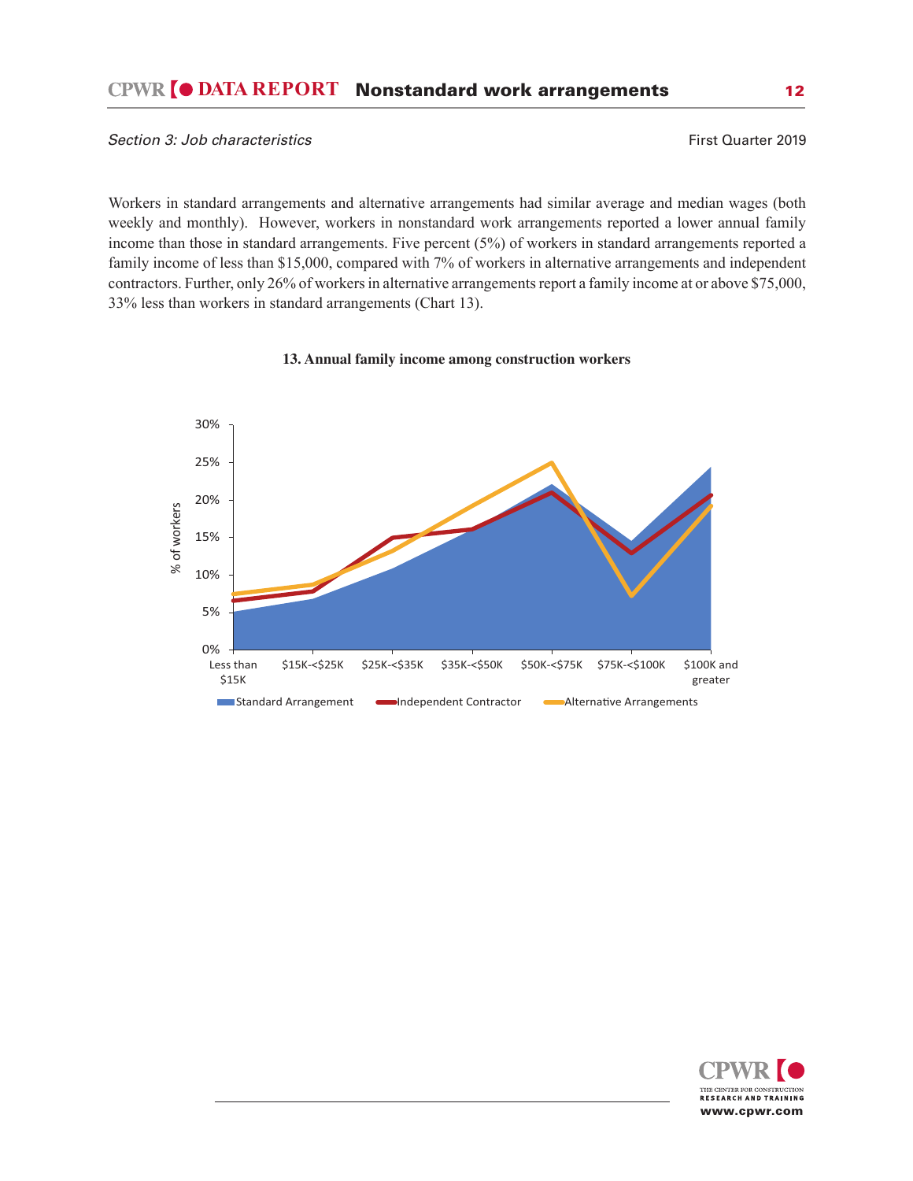*Section 3: Job characteristics*

Workers in standard arrangements and alternative arrangements had similar average and median wages (both weekly and monthly). However, workers in nonstandard work arrangements reported a lower annual family income than those in standard arrangements. Five percent (5%) of workers in standard arrangements reported a family income of less than $15,000, compared with 7% of workers in alternative arrangements and independent contractors. Further, only 26% of workers in alternative arrangements report a family income at or above $75,000, 33% less than workers in standard arrangements (Chart 13).

**13. Annual family income among construction workers**

% of workers

30%
25%
20%
15%
10%
5%
0%

Less than $15K | $15K-<$25K | $25K-<$35K | $35K-<$50K | $50K-<$75K | $75K-<$100K | $100K and greater

Standard Arrangement | Independent Contractor | Alternative Arrangements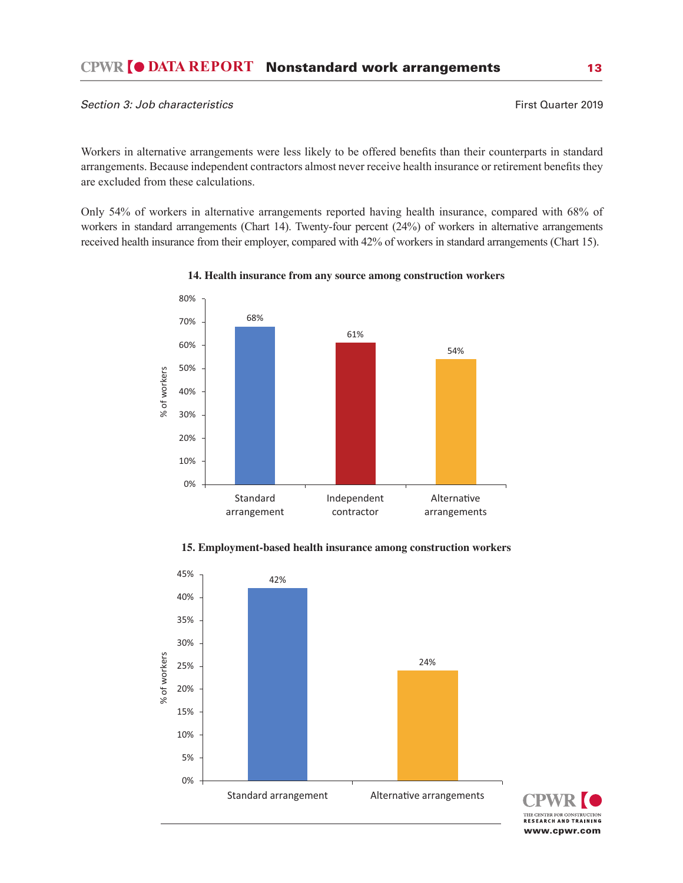*Section 3: Job characteristics*

Workers in alternative arrangements were less likely to be offered benefits than their counterparts in standard arrangements. Because independent contractors almost never receive health insurance or retirement benefits they are excluded from these calculations.

Only 54% of workers in alternative arrangements reported having health insurance, compared with 68% of workers in standard arrangements (Chart 14). Twenty-four percent (24%) of workers in alternative arrangements received health insurance from their employer, compared with 42% of workers in standard arrangements (Chart 15).

**14. Health insurance from any source among construction workers**

| Arrangement | % of workers |
|---|---|
| Standard arrangement | 68% |
| Independent contractor | 61% |
| Alternative arrangements | 54% |

**15. Employment-based health insurance among construction workers**

| Arrangement | % of workers |
|---|---|
| Standard arrangement | 42% |
| Alternative arrangements | 24% |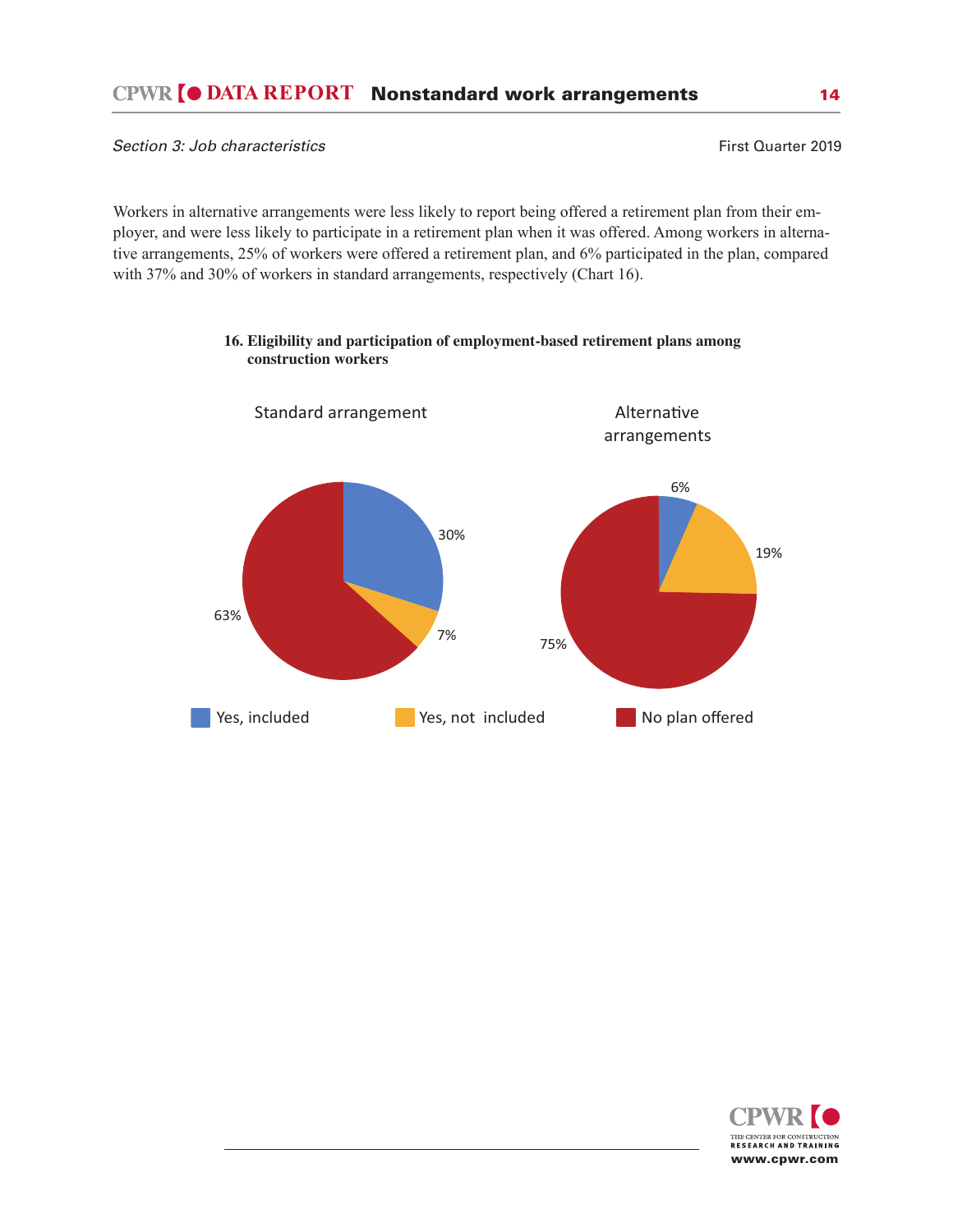*Section 3: Job characteristics*

Workers in alternative arrangements were less likely to report being offered a retirement plan from their employer, and were less likely to participate in a retirement plan when it was offered. Among workers in alternative arrangements, 25% of workers were offered a retirement plan, and 6% participated in the plan, compared with 37% and 30% of workers in standard arrangements, respectively (Chart 16).

**16. Eligibility and participation of employment-based retirement plans among construction workers**

| | Standard arrangement | Alternative arrangements |
|---|---|---|
| Yes, included | 30% | 6% |
| Yes, not included | 7% | 19% |
| No plan offered | 63% | 75% |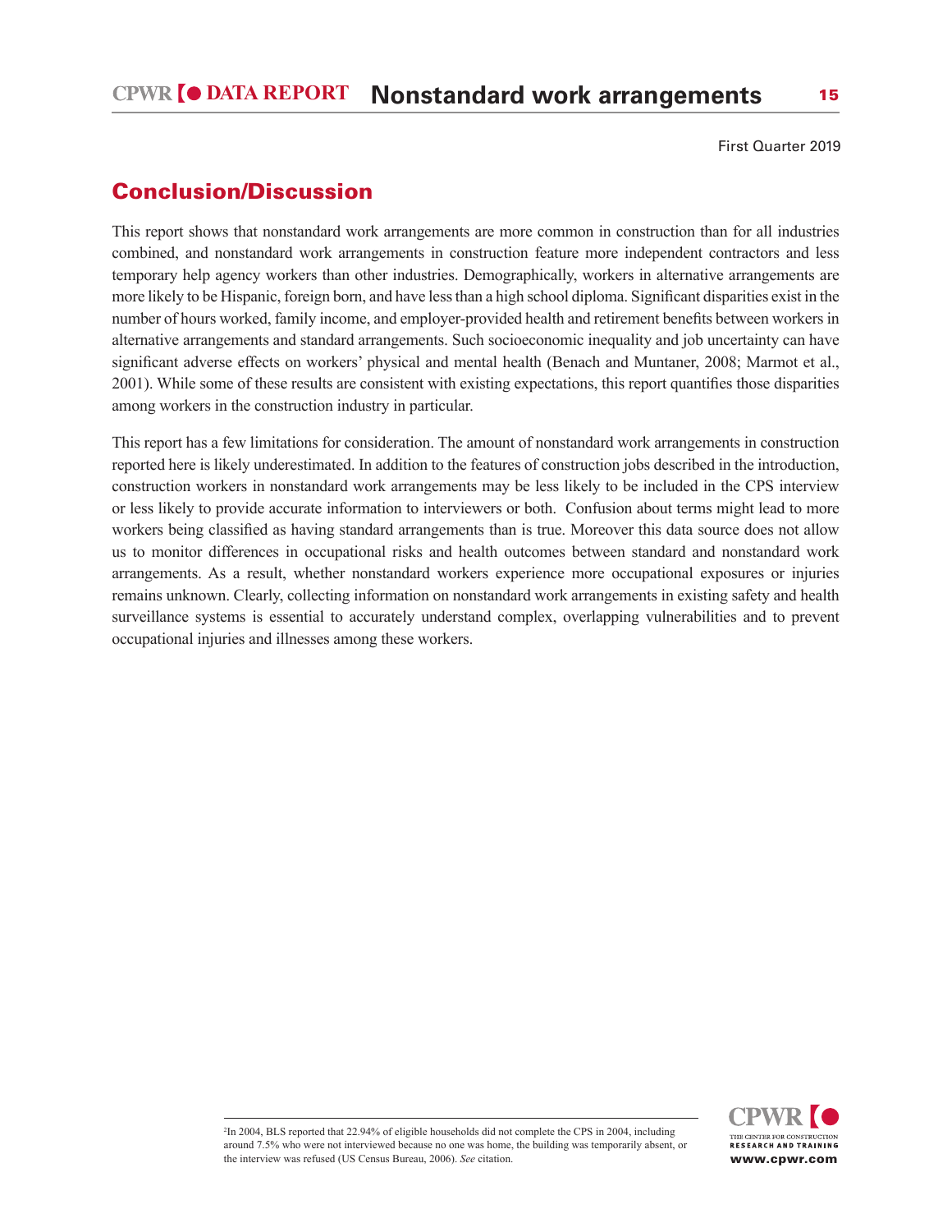## Conclusion/Discussion

This report shows that nonstandard work arrangements are more common in construction than for all industries combined, and nonstandard work arrangements in construction feature more independent contractors and less temporary help agency workers than other industries. Demographically, workers in alternative arrangements are more likely to be Hispanic, foreign born, and have less than a high school diploma. Significant disparities exist in the number of hours worked, family income, and employer-provided health and retirement benefits between workers in alternative arrangements and standard arrangements. Such socioeconomic inequality and job uncertainty can have significant adverse effects on workers' physical and mental health (Benach and Muntaner, 2008; Marmot et al., 2001). While some of these results are consistent with existing expectations, this report quantifies those disparities among workers in the construction industry in particular.

This report has a few limitations for consideration. The amount of nonstandard work arrangements in construction reported here is likely underestimated. In addition to the features of construction jobs described in the introduction, construction workers in nonstandard work arrangements may be less likely to be included in the CPS interview or less likely to provide accurate information to interviewers or both. Confusion about terms might lead to more workers being classified as having standard arrangements than is true. Moreover this data source does not allow us to monitor differences in occupational risks and health outcomes between standard and nonstandard work arrangements. As a result, whether nonstandard workers experience more occupational exposures or injuries remains unknown. Clearly, collecting information on nonstandard work arrangements in existing safety and health surveillance systems is essential to accurately understand complex, overlapping vulnerabilities and to prevent occupational injuries and illnesses among these workers.

---

[2] In 2004, BLS reported that 22.94% of eligible households did not complete the CPS in 2004, including around 7.5% who were not interviewed because no one was home, the building was temporarily absent, or the interview was refused (US Census Bureau, 2006). *See* citation.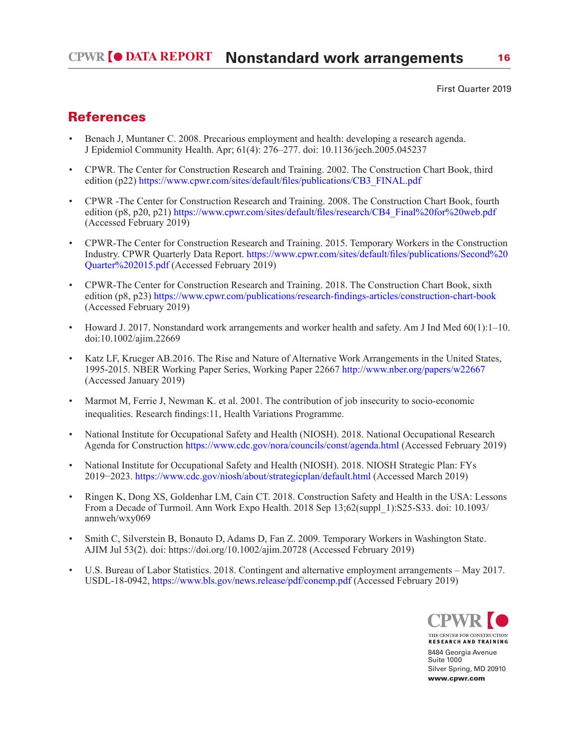First Quarter 2019

## References

- Benach J, Muntaner C. 2008. Precarious employment and health: developing a research agenda. J Epidemiol Community Health. Apr; 61(4): 276–277. doi: 10.1136/jech.2005.045237
- CPWR. The Center for Construction Research and Training. 2002. The Construction Chart Book, third edition (p22) https://www.cpwr.com/sites/default/files/publications/CB3_FINAL.pdf
- CPWR -The Center for Construction Research and Training. 2008. The Construction Chart Book, fourth edition (p8, p20, p21) https://www.cpwr.com/sites/default/files/research/CB4_Final%20for%20web.pdf (Accessed February 2019)
- CPWR-The Center for Construction Research and Training. 2015. Temporary Workers in the Construction Industry. CPWR Quarterly Data Report. https://www.cpwr.com/sites/default/files/publications/Second%20Quarter%202015.pdf (Accessed February 2019)
- CPWR-The Center for Construction Research and Training. 2018. The Construction Chart Book, sixth edition (p8, p23) https://www.cpwr.com/publications/research-findings-articles/construction-chart-book (Accessed February 2019)
- Howard J. 2017. Nonstandard work arrangements and worker health and safety. Am J Ind Med 60(1):1–10. doi:10.1002/ajim.22669
- Katz LF, Krueger AB.2016. The Rise and Nature of Alternative Work Arrangements in the United States, 1995-2015. NBER Working Paper Series, Working Paper 22667 http://www.nber.org/papers/w22667 (Accessed January 2019)
- Marmot M, Ferrie J, Newman K. et al. 2001. The contribution of job insecurity to socio-economic inequalities. Research findings:11, Health Variations Programme.
- National Institute for Occupational Safety and Health (NIOSH). 2018. National Occupational Research Agenda for Construction https://www.cdc.gov/nora/councils/const/agenda.html (Accessed February 2019)
- National Institute for Occupational Safety and Health (NIOSH). 2018. NIOSH Strategic Plan: FYs 2019−2023. https://www.cdc.gov/niosh/about/strategicplan/default.html (Accessed March 2019)
- Ringen K, Dong XS, Goldenhar LM, Cain CT. 2018. Construction Safety and Health in the USA: Lessons From a Decade of Turmoil. Ann Work Expo Health. 2018 Sep 13;62(suppl_1):S25-S33. doi: 10.1093/annweh/wxy069
- Smith C, Silverstein B, Bonauto D, Adams D, Fan Z. 2009. Temporary Workers in Washington State. AJIM Jul 53(2). doi: https://doi.org/10.1002/ajim.20728 (Accessed February 2019)
- U.S. Bureau of Labor Statistics. 2018. Contingent and alternative employment arrangements – May 2017. USDL-18-0942, https://www.bls.gov/news.release/pdf/conemp.pdf (Accessed February 2019)

CPWR
THE CENTER FOR CONSTRUCTION RESEARCH AND TRAINING
8484 Georgia Avenue
Suite 1000
Silver Spring, MD 20910
www.cpwr.com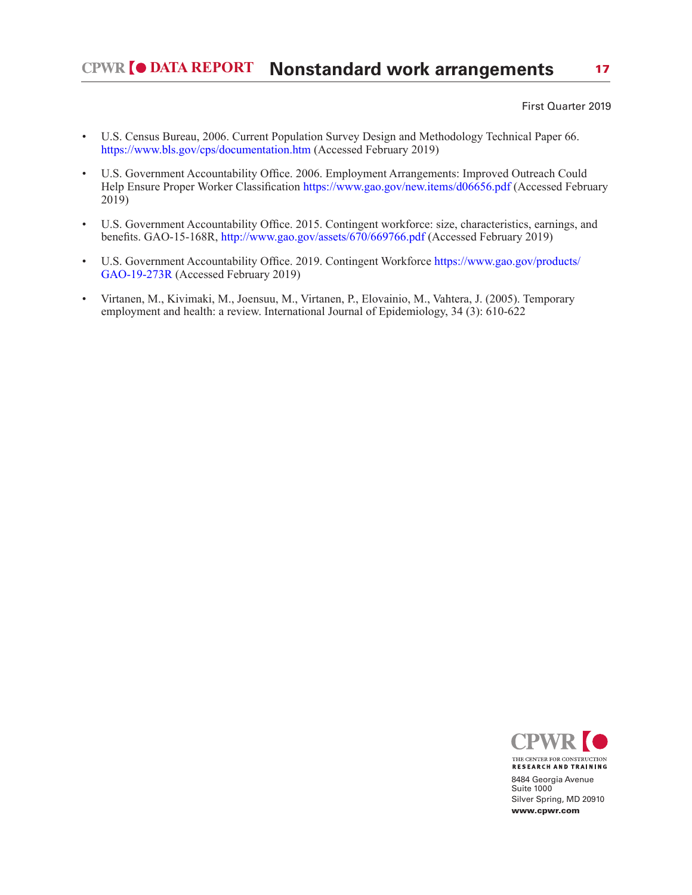- U.S. Census Bureau, 2006. Current Population Survey Design and Methodology Technical Paper 66. https://www.bls.gov/cps/documentation.htm (Accessed February 2019)

- U.S. Government Accountability Office. 2006. Employment Arrangements: Improved Outreach Could Help Ensure Proper Worker Classification https://www.gao.gov/new.items/d06656.pdf (Accessed February 2019)

- U.S. Government Accountability Office. 2015. Contingent workforce: size, characteristics, earnings, and benefits. GAO-15-168R, http://www.gao.gov/assets/670/669766.pdf (Accessed February 2019)

- U.S. Government Accountability Office. 2019. Contingent Workforce https://www.gao.gov/products/GAO-19-273R (Accessed February 2019)

- Virtanen, M., Kivimaki, M., Joensuu, M., Virtanen, P., Elovainio, M., Vahtera, J. (2005). Temporary employment and health: a review. International Journal of Epidemiology, 34 (3): 610-622

CPWR
THE CENTER FOR CONSTRUCTION RESEARCH AND TRAINING

8484 Georgia Avenue
Suite 1000
Silver Spring, MD 20910
**www.cpwr.com**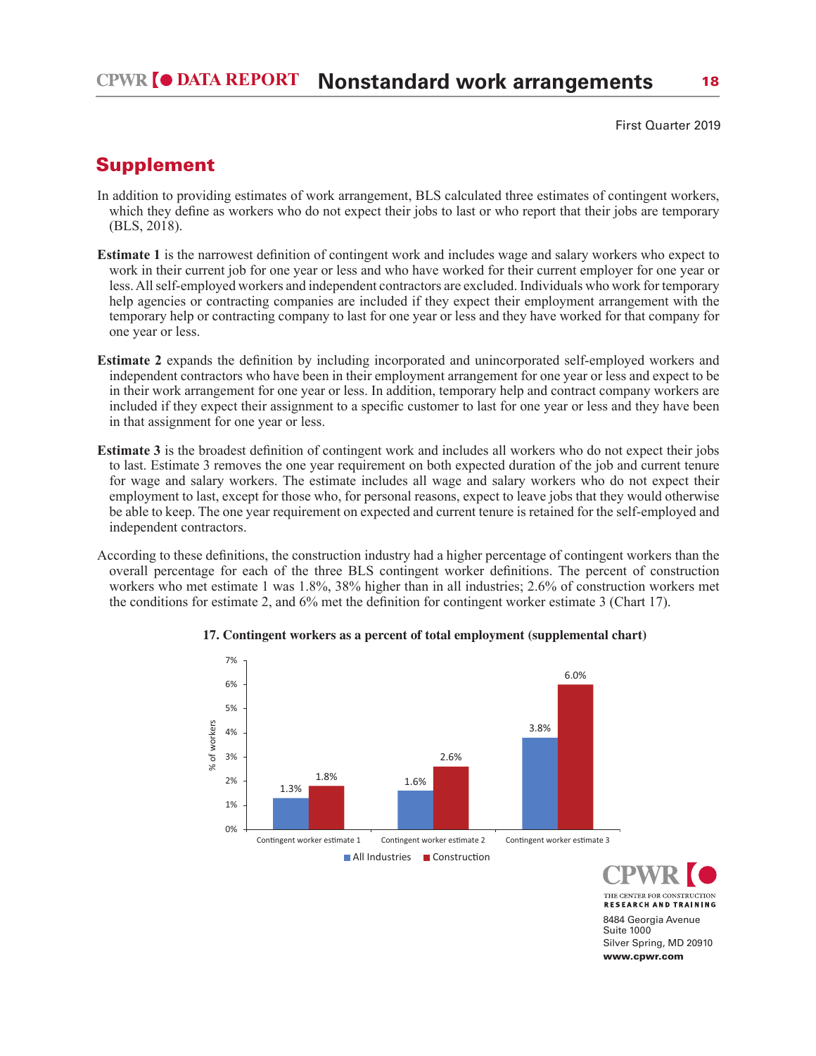First Quarter 2019

## Supplement

In addition to providing estimates of work arrangement, BLS calculated three estimates of contingent workers, which they define as workers who do not expect their jobs to last or who report that their jobs are temporary (BLS, 2018).

**Estimate 1** is the narrowest definition of contingent work and includes wage and salary workers who expect to work in their current job for one year or less and who have worked for their current employer for one year or less. All self-employed workers and independent contractors are excluded. Individuals who work for temporary help agencies or contracting companies are included if they expect their employment arrangement with the temporary help or contracting company to last for one year or less and they have worked for that company for one year or less.

**Estimate 2** expands the definition by including incorporated and unincorporated self-employed workers and independent contractors who have been in their employment arrangement for one year or less and expect to be in their work arrangement for one year or less. In addition, temporary help and contract company workers are included if they expect their assignment to a specific customer to last for one year or less and they have been in that assignment for one year or less.

**Estimate 3** is the broadest definition of contingent work and includes all workers who do not expect their jobs to last. Estimate 3 removes the one year requirement on both expected duration of the job and current tenure for wage and salary workers. The estimate includes all wage and salary workers who do not expect their employment to last, except for those who, for personal reasons, expect to leave jobs that they would otherwise be able to keep. The one year requirement on expected and current tenure is retained for the self-employed and independent contractors.

According to these definitions, the construction industry had a higher percentage of contingent workers than the overall percentage for each of the three BLS contingent worker definitions. The percent of construction workers who met estimate 1 was 1.8%, 38% higher than in all industries; 2.6% of construction workers met the conditions for estimate 2, and 6% met the definition for contingent worker estimate 3 (Chart 17).

**17. Contingent workers as a percent of total employment (supplemental chart)**

| | All Industries | Construction |
|---|---|---|
| Contingent worker estimate 1 | 1.3% | 1.8% |
| Contingent worker estimate 2 | 1.6% | 2.6% |
| Contingent worker estimate 3 | 3.8% | 6.0% |

CPWR THE CENTER FOR CONSTRUCTION RESEARCH AND TRAINING
8484 Georgia Avenue
Suite 1000
Silver Spring, MD 20910
www.cpwr.com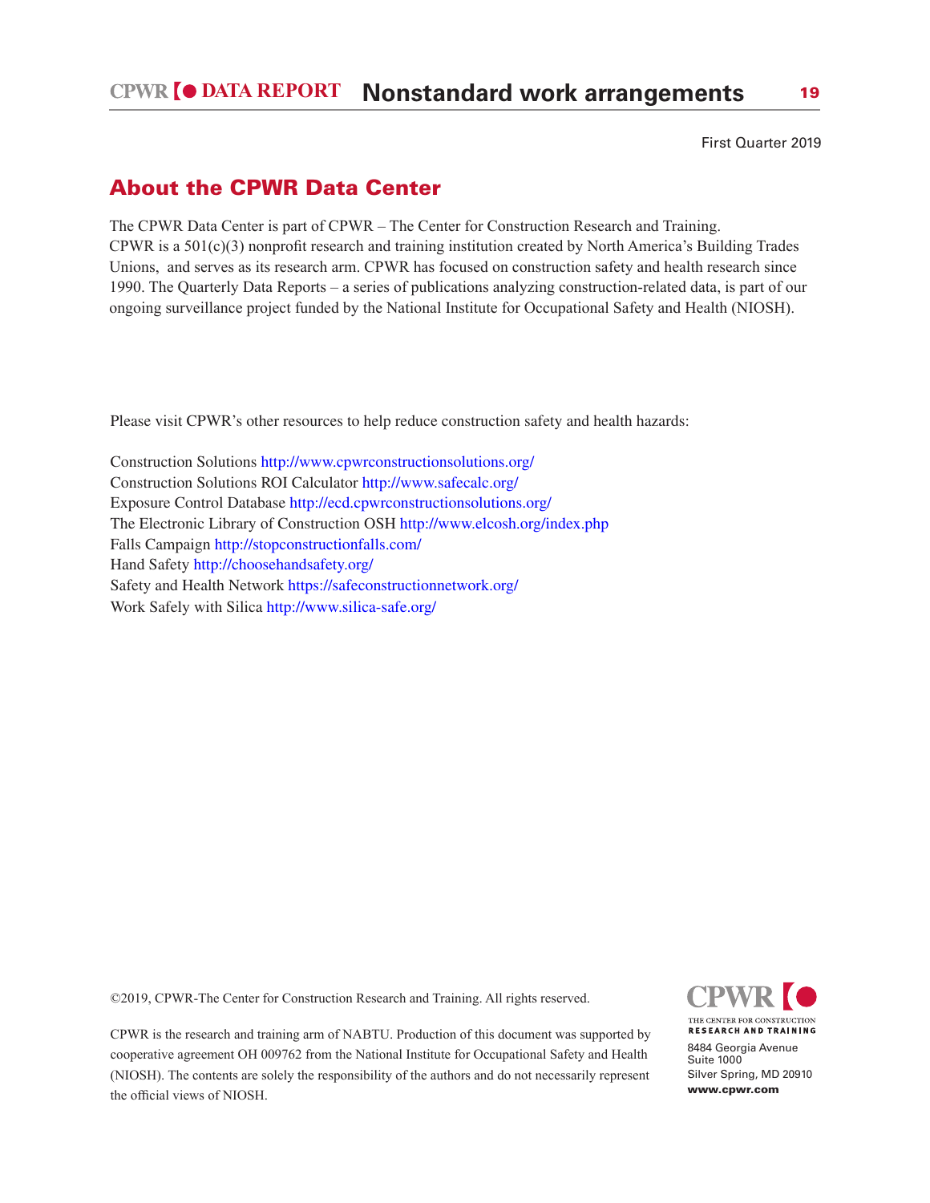First Quarter 2019

## About the CPWR Data Center

The CPWR Data Center is part of CPWR – The Center for Construction Research and Training. CPWR is a 501(c)(3) nonprofit research and training institution created by North America's Building Trades Unions, and serves as its research arm. CPWR has focused on construction safety and health research since 1990. The Quarterly Data Reports – a series of publications analyzing construction-related data, is part of our ongoing surveillance project funded by the National Institute for Occupational Safety and Health (NIOSH).

Please visit CPWR's other resources to help reduce construction safety and health hazards:

Construction Solutions http://www.cpwrconstructionsolutions.org/
Construction Solutions ROI Calculator http://www.safecalc.org/
Exposure Control Database http://ecd.cpwrconstructionsolutions.org/
The Electronic Library of Construction OSH http://www.elcosh.org/index.php
Falls Campaign http://stopconstructionfalls.com/
Hand Safety http://choosehandsafety.org/
Safety and Health Network https://safeconstructionnetwork.org/
Work Safely with Silica http://www.silica-safe.org/

©2019, CPWR-The Center for Construction Research and Training. All rights reserved.

CPWR is the research and training arm of NABTU. Production of this document was supported by cooperative agreement OH 009762 from the National Institute for Occupational Safety and Health (NIOSH). The contents are solely the responsibility of the authors and do not necessarily represent the official views of NIOSH.

CPWR
THE CENTER FOR CONSTRUCTION
RESEARCH AND TRAINING
8484 Georgia Avenue
Suite 1000
Silver Spring, MD 20910
**www.cpwr.com**